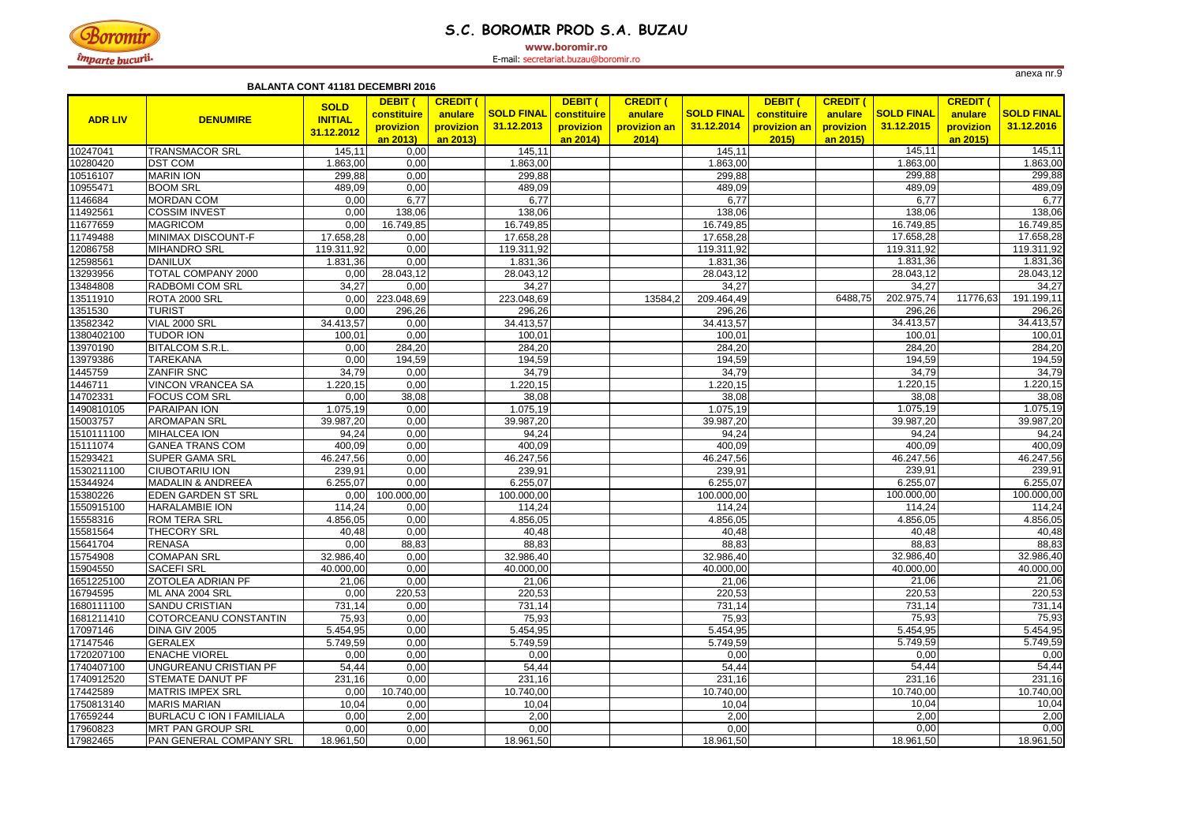# S.C. BOROMIR PROD S.A. BUZAU

www.boromir.ro
E-mail: secretariat.buzau@boromir.ro

anexa nr.9

**BALANTA CONT 41181 DECEMBRI 2016**

| ADR LIV | DENUMIRE | SOLD INITIAL 31.12.2012 | DEBIT ( constituire provizion an 2013) | CREDIT ( anulare provizion an 2013) | SOLD FINAL 31.12.2013 | DEBIT ( constituire provizion an 2014) | CREDIT ( anulare provizion an 2014) | SOLD FINAL 31.12.2014 | DEBIT ( constituire provizion an 2015) | CREDIT ( anulare provizion an 2015) | SOLD FINAL 31.12.2015 | CREDIT ( anulare provizion an 2015) | SOLD FINAL 31.12.2016 |
|---|---|---|---|---|---|---|---|---|---|---|---|---|---|
| 10247041 | TRANSMACOR SRL | 145,11 | 0,00 | | 145,11 | | | 145,11 | | | 145,11 | | 145,11 |
| 10280420 | DST COM | 1.863,00 | 0,00 | | 1.863,00 | | | 1.863,00 | | | 1.863,00 | | 1.863,00 |
| 10516107 | MARIN ION | 299,88 | 0,00 | | 299,88 | | | 299,88 | | | 299,88 | | 299,88 |
| 10955471 | BOOM SRL | 489,09 | 0,00 | | 489,09 | | | 489,09 | | | 489,09 | | 489,09 |
| 1146684 | MORDAN COM | 0,00 | 6,77 | | 6,77 | | | 6,77 | | | 6,77 | | 6,77 |
| 11492561 | COSSIM INVEST | 0,00 | 138,06 | | 138,06 | | | 138,06 | | | 138,06 | | 138,06 |
| 11677659 | MAGRICOM | 0,00 | 16.749,85 | | 16.749,85 | | | 16.749,85 | | | 16.749,85 | | 16.749,85 |
| 11749488 | MINIMAX DISCOUNT-F | 17.658,28 | 0,00 | | 17.658,28 | | | 17.658,28 | | | 17.658,28 | | 17.658,28 |
| 12086758 | MIHANDRO SRL | 119.311,92 | 0,00 | | 119.311,92 | | | 119.311,92 | | | 119.311,92 | | 119.311,92 |
| 12598561 | DANILUX | 1.831,36 | 0,00 | | 1.831,36 | | | 1.831,36 | | | 1.831,36 | | 1.831,36 |
| 13293956 | TOTAL COMPANY 2000 | 0,00 | 28.043,12 | | 28.043,12 | | | 28.043,12 | | | 28.043,12 | | 28.043,12 |
| 13484808 | RADBOMI COM SRL | 34,27 | 0,00 | | 34,27 | | | 34,27 | | | 34,27 | | 34,27 |
| 13511910 | ROTA 2000 SRL | 0,00 | 223.048,69 | | 223.048,69 | | 13584,2 | 209.464,49 | | 6488,75 | 202.975,74 | 11776,63 | 191.199,11 |
| 1351530 | TURIST | 0,00 | 296,26 | | 296,26 | | | 296,26 | | | 296,26 | | 296,26 |
| 13582342 | VIAL 2000 SRL | 34.413,57 | 0,00 | | 34.413,57 | | | 34.413,57 | | | 34.413,57 | | 34.413,57 |
| 1380402100 | TUDOR ION | 100,01 | 0,00 | | 100,01 | | | 100,01 | | | 100,01 | | 100,01 |
| 13970190 | BITALCOM S.R.L. | 0,00 | 284,20 | | 284,20 | | | 284,20 | | | 284,20 | | 284,20 |
| 13979386 | TAREKANA | 0,00 | 194,59 | | 194,59 | | | 194,59 | | | 194,59 | | 194,59 |
| 1445759 | ZANFIR SNC | 34,79 | 0,00 | | 34,79 | | | 34,79 | | | 34,79 | | 34,79 |
| 1446711 | VINCON VRANCEA SA | 1.220,15 | 0,00 | | 1.220,15 | | | 1.220,15 | | | 1.220,15 | | 1.220,15 |
| 14702331 | FOCUS COM SRL | 0,00 | 38,08 | | 38,08 | | | 38,08 | | | 38,08 | | 38,08 |
| 1490810105 | PARAIPAN ION | 1.075,19 | 0,00 | | 1.075,19 | | | 1.075,19 | | | 1.075,19 | | 1.075,19 |
| 15003757 | AROMAPAN SRL | 39.987,20 | 0,00 | | 39.987,20 | | | 39.987,20 | | | 39.987,20 | | 39.987,20 |
| 1510111100 | MIHALCEA ION | 94,24 | 0,00 | | 94,24 | | | 94,24 | | | 94,24 | | 94,24 |
| 15111074 | GANEA TRANS COM | 400,09 | 0,00 | | 400,09 | | | 400,09 | | | 400,09 | | 400,09 |
| 15293421 | SUPER GAMA SRL | 46.247,56 | 0,00 | | 46.247,56 | | | 46.247,56 | | | 46.247,56 | | 46.247,56 |
| 1530211100 | CIUBOTARIU ION | 239,91 | 0,00 | | 239,91 | | | 239,91 | | | 239,91 | | 239,91 |
| 15344924 | MADALIN & ANDREEA | 6.255,07 | 0,00 | | 6.255,07 | | | 6.255,07 | | | 6.255,07 | | 6.255,07 |
| 15380226 | EDEN GARDEN ST SRL | 0,00 | 100.000,00 | | 100.000,00 | | | 100.000,00 | | | 100.000,00 | | 100.000,00 |
| 1550915100 | HARALAMBIE ION | 114,24 | 0,00 | | 114,24 | | | 114,24 | | | 114,24 | | 114,24 |
| 15558316 | ROM TERA SRL | 4.856,05 | 0,00 | | 4.856,05 | | | 4.856,05 | | | 4.856,05 | | 4.856,05 |
| 15581564 | THECORY SRL | 40,48 | 0,00 | | 40,48 | | | 40,48 | | | 40,48 | | 40,48 |
| 15641704 | RENASA | 0,00 | 88,83 | | 88,83 | | | 88,83 | | | 88,83 | | 88,83 |
| 15754908 | COMAPAN SRL | 32.986,40 | 0,00 | | 32.986,40 | | | 32.986,40 | | | 32.986,40 | | 32.986,40 |
| 15904550 | SACEFI SRL | 40.000,00 | 0,00 | | 40.000,00 | | | 40.000,00 | | | 40.000,00 | | 40.000,00 |
| 1651225100 | ZOTOLEA ADRIAN PF | 21,06 | 0,00 | | 21,06 | | | 21,06 | | | 21,06 | | 21,06 |
| 16794595 | ML ANA 2004 SRL | 0,00 | 220,53 | | 220,53 | | | 220,53 | | | 220,53 | | 220,53 |
| 1680111100 | SANDU CRISTIAN | 731,14 | 0,00 | | 731,14 | | | 731,14 | | | 731,14 | | 731,14 |
| 1681211410 | COTORCEANU CONSTANTIN | 75,93 | 0,00 | | 75,93 | | | 75,93 | | | 75,93 | | 75,93 |
| 17097146 | DINA GIV 2005 | 5.454,95 | 0,00 | | 5.454,95 | | | 5.454,95 | | | 5.454,95 | | 5.454,95 |
| 17147546 | GERALEX | 5.749,59 | 0,00 | | 5.749,59 | | | 5.749,59 | | | 5.749,59 | | 5.749,59 |
| 1720207100 | ENACHE VIOREL | 0,00 | 0,00 | | 0,00 | | | 0,00 | | | 0,00 | | 0,00 |
| 1740407100 | UNGUREANU CRISTIAN PF | 54,44 | 0,00 | | 54,44 | | | 54,44 | | | 54,44 | | 54,44 |
| 1740912520 | STEMATE DANUT PF | 231,16 | 0,00 | | 231,16 | | | 231,16 | | | 231,16 | | 231,16 |
| 17442589 | MATRIS IMPEX SRL | 0,00 | 10.740,00 | | 10.740,00 | | | 10.740,00 | | | 10.740,00 | | 10.740,00 |
| 1750813140 | MARIS MARIAN | 10,04 | 0,00 | | 10,04 | | | 10,04 | | | 10,04 | | 10,04 |
| 17659244 | BURLACU C ION I FAMILIALA | 0,00 | 2,00 | | 2,00 | | | 2,00 | | | 2,00 | | 2,00 |
| 17960823 | MRT PAN GROUP SRL | 0,00 | 0,00 | | 0,00 | | | 0,00 | | | 0,00 | | 0,00 |
| 17982465 | PAN GENERAL COMPANY SRL | 18.961,50 | 0,00 | | 18.961,50 | | | 18.961,50 | | | 18.961,50 | | 18.961,50 |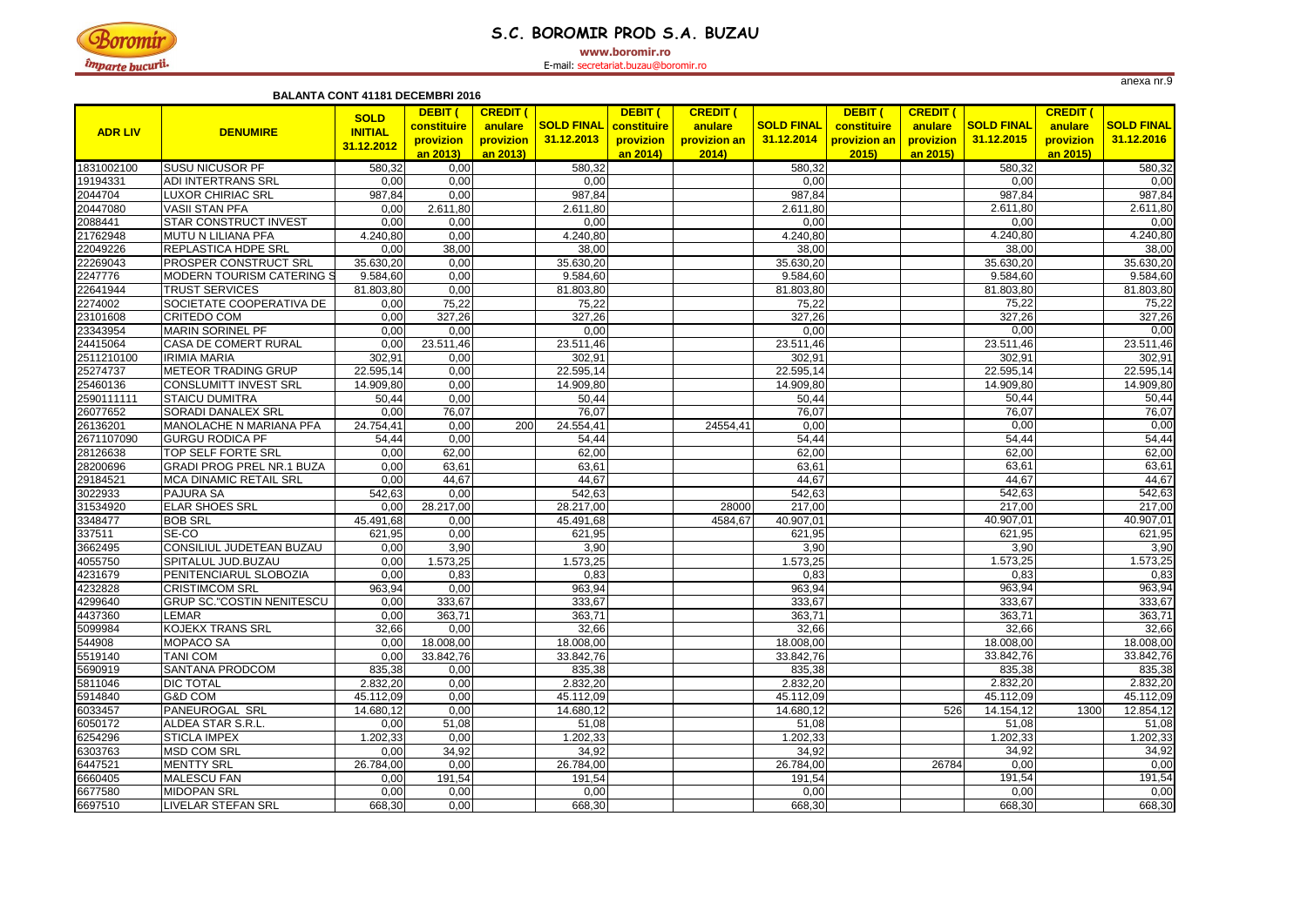# S.C. BOROMIR PROD S.A. BUZAU

**www.boromir.ro**

E-mail: secretariat.buzau@boromir.ro

anexa nr.9

**BALANTA CONT 41181 DECEMBRI 2016**

| ADR LIV | DENUMIRE | SOLD INITIAL 31.12.2012 | DEBIT ( constituire provizion an 2013) | CREDIT ( anulare provizion an 2013) | SOLD FINAL 31.12.2013 | DEBIT ( constituire provizion an 2014) | CREDIT ( anulare provizion an 2014) | SOLD FINAL 31.12.2014 | DEBIT ( constituire provizion an 2015) | CREDIT ( anulare provizion an 2015) | SOLD FINAL 31.12.2015 | CREDIT ( anulare provizion an 2015) | SOLD FINAL 31.12.2016 |
|---|---|---|---|---|---|---|---|---|---|---|---|---|---|
| 1831002100 | SUSU NICUSOR PF | 580,32 | 0,00 | | 580,32 | | | 580,32 | | | 580,32 | | 580,32 |
| 19194331 | ADI INTERTRANS SRL | 0,00 | 0,00 | | 0,00 | | | 0,00 | | | 0,00 | | 0,00 |
| 2044704 | LUXOR CHIRIAC SRL | 987,84 | 0,00 | | 987,84 | | | 987,84 | | | 987,84 | | 987,84 |
| 20447080 | VASII STAN PFA | 0,00 | 2.611,80 | | 2.611,80 | | | 2.611,80 | | | 2.611,80 | | 2.611,80 |
| 2088441 | STAR CONSTRUCT INVEST | 0,00 | 0,00 | | 0,00 | | | 0,00 | | | 0,00 | | 0,00 |
| 21762948 | MUTU N LILIANA PFA | 4.240,80 | 0,00 | | 4.240,80 | | | 4.240,80 | | | 4.240,80 | | 4.240,80 |
| 22049226 | REPLASTICA HDPE SRL | 0,00 | 38,00 | | 38,00 | | | 38,00 | | | 38,00 | | 38,00 |
| 22269043 | PROSPER CONSTRUCT SRL | 35.630,20 | 0,00 | | 35.630,20 | | | 35.630,20 | | | 35.630,20 | | 35.630,20 |
| 2247776 | MODERN TOURISM CATERING S | 9.584,60 | 0,00 | | 9.584,60 | | | 9.584,60 | | | 9.584,60 | | 9.584,60 |
| 22641944 | TRUST SERVICES | 81.803,80 | 0,00 | | 81.803,80 | | | 81.803,80 | | | 81.803,80 | | 81.803,80 |
| 2274002 | SOCIETATE COOPERATIVA DE | 0,00 | 75,22 | | 75,22 | | | 75,22 | | | 75,22 | | 75,22 |
| 23101608 | CRITEDO COM | 0,00 | 327,26 | | 327,26 | | | 327,26 | | | 327,26 | | 327,26 |
| 23343954 | MARIN SORINEL PF | 0,00 | 0,00 | | 0,00 | | | 0,00 | | | 0,00 | | 0,00 |
| 24415064 | CASA DE COMERT RURAL | 0,00 | 23.511,46 | | 23.511,46 | | | 23.511,46 | | | 23.511,46 | | 23.511,46 |
| 2511210100 | IRIMIA MARIA | 302,91 | 0,00 | | 302,91 | | | 302,91 | | | 302,91 | | 302,91 |
| 25274737 | METEOR TRADING GRUP | 22.595,14 | 0,00 | | 22.595,14 | | | 22.595,14 | | | 22.595,14 | | 22.595,14 |
| 25460136 | CONSLUMITT INVEST SRL | 14.909,80 | 0,00 | | 14.909,80 | | | 14.909,80 | | | 14.909,80 | | 14.909,80 |
| 2590111111 | STAICU DUMITRA | 50,44 | 0,00 | | 50,44 | | | 50,44 | | | 50,44 | | 50,44 |
| 26077652 | SORADI DANALEX SRL | 0,00 | 76,07 | | 76,07 | | | 76,07 | | | 76,07 | | 76,07 |
| 26136201 | MANOLACHE N MARIANA PFA | 24.754,41 | 0,00 | 200 | 24.554,41 | | 24554,41 | 0,00 | | | 0,00 | | 0,00 |
| 2671107090 | GURGU RODICA PF | 54,44 | 0,00 | | 54,44 | | | 54,44 | | | 54,44 | | 54,44 |
| 28126638 | TOP SELF FORTE SRL | 0,00 | 62,00 | | 62,00 | | | 62,00 | | | 62,00 | | 62,00 |
| 28200696 | GRADI PROG PREL NR.1 BUZA | 0,00 | 63,61 | | 63,61 | | | 63,61 | | | 63,61 | | 63,61 |
| 29184521 | MCA DINAMIC RETAIL SRL | 0,00 | 44,67 | | 44,67 | | | 44,67 | | | 44,67 | | 44,67 |
| 3022933 | PAJURA SA | 542,63 | 0,00 | | 542,63 | | | 542,63 | | | 542,63 | | 542,63 |
| 31534920 | ELAR SHOES SRL | 0,00 | 28.217,00 | | 28.217,00 | | 28000 | 217,00 | | | 217,00 | | 217,00 |
| 3348477 | BOB SRL | 45.491,68 | 0,00 | | 45.491,68 | | 4584,67 | 40.907,01 | | | 40.907,01 | | 40.907,01 |
| 337511 | SE-CO | 621,95 | 0,00 | | 621,95 | | | 621,95 | | | 621,95 | | 621,95 |
| 3662495 | CONSILIUL JUDETEAN BUZAU | 0,00 | 3,90 | | 3,90 | | | 3,90 | | | 3,90 | | 3,90 |
| 4055750 | SPITALUL JUD.BUZAU | 0,00 | 1.573,25 | | 1.573,25 | | | 1.573,25 | | | 1.573,25 | | 1.573,25 |
| 4231679 | PENITENCIARUL SLOBOZIA | 0,00 | 0,83 | | 0,83 | | | 0,83 | | | 0,83 | | 0,83 |
| 4232828 | CRISTIMCOM SRL | 963,94 | 0,00 | | 963,94 | | | 963,94 | | | 963,94 | | 963,94 |
| 4299640 | GRUP SC."COSTIN NENITESCU | 0,00 | 333,67 | | 333,67 | | | 333,67 | | | 333,67 | | 333,67 |
| 4437360 | LEMAR | 0,00 | 363,71 | | 363,71 | | | 363,71 | | | 363,71 | | 363,71 |
| 5099984 | KOJEKX TRANS SRL | 32,66 | 0,00 | | 32,66 | | | 32,66 | | | 32,66 | | 32,66 |
| 544908 | MOPACO SA | 0,00 | 18.008,00 | | 18.008,00 | | | 18.008,00 | | | 18.008,00 | | 18.008,00 |
| 5519140 | TANI COM | 0,00 | 33.842,76 | | 33.842,76 | | | 33.842,76 | | | 33.842,76 | | 33.842,76 |
| 5690919 | SANTANA PRODCOM | 835,38 | 0,00 | | 835,38 | | | 835,38 | | | 835,38 | | 835,38 |
| 5811046 | DIC TOTAL | 2.832,20 | 0,00 | | 2.832,20 | | | 2.832,20 | | | 2.832,20 | | 2.832,20 |
| 5914840 | G&D COM | 45.112,09 | 0,00 | | 45.112,09 | | | 45.112,09 | | | 45.112,09 | | 45.112,09 |
| 6033457 | PANEUROGAL SRL | 14.680,12 | 0,00 | | 14.680,12 | | | 14.680,12 | | 526 | 14.154,12 | 1300 | 12.854,12 |
| 6050172 | ALDEA STAR S.R.L. | 0,00 | 51,08 | | 51,08 | | | 51,08 | | | 51,08 | | 51,08 |
| 6254296 | STICLA IMPEX | 1.202,33 | 0,00 | | 1.202,33 | | | 1.202,33 | | | 1.202,33 | | 1.202,33 |
| 6303763 | MSD COM SRL | 0,00 | 34,92 | | 34,92 | | | 34,92 | | | 34,92 | | 34,92 |
| 6447521 | MENTTY SRL | 26.784,00 | 0,00 | | 26.784,00 | | | 26.784,00 | | 26784 | 0,00 | | 0,00 |
| 6660405 | MALESCU FAN | 0,00 | 191,54 | | 191,54 | | | 191,54 | | | 191,54 | | 191,54 |
| 6677580 | MIDOPAN SRL | 0,00 | 0,00 | | 0,00 | | | 0,00 | | | 0,00 | | 0,00 |
| 6697510 | LIVELAR STEFAN SRL | 668,30 | 0,00 | | 668,30 | | | 668,30 | | | 668,30 | | 668,30 |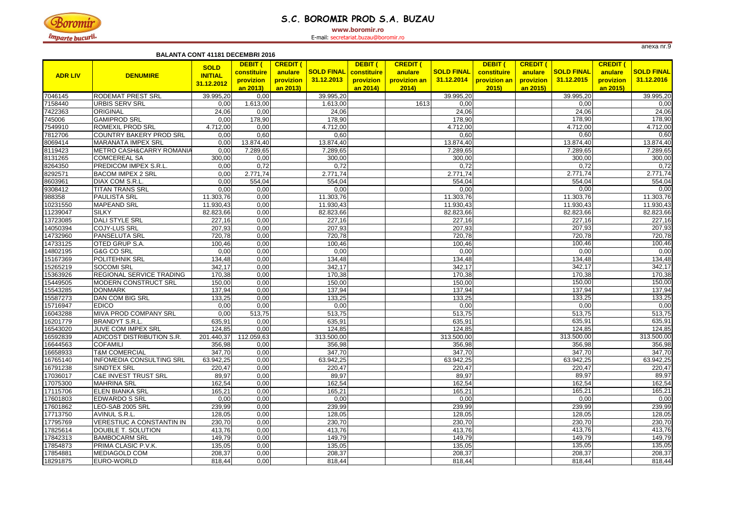# S.C. BOROMIR PROD S.A. BUZAU

**www.boromir.ro**

E-mail: secretariat.buzau@boromir.ro

anexa nr.9

**BALANTA CONT 41181 DECEMBRI 2016**

| ADR LIV | DENUMIRE | SOLD INITIAL 31.12.2012 | DEBIT ( constituire provizion an 2013) | CREDIT ( anulare provizion an 2013) | SOLD FINAL 31.12.2013 | DEBIT ( constituire provizion an 2014) | CREDIT ( anulare provizion an 2014) | SOLD FINAL 31.12.2014 | DEBIT ( constituire provizion an 2015) | CREDIT ( anulare provizion an 2015) | SOLD FINAL 31.12.2015 | CREDIT ( anulare provizion an 2015) | SOLD FINAL 31.12.2016 |
|---|---|---|---|---|---|---|---|---|---|---|---|---|---|
| 7046145 | RODEMAT PREST SRL | 39.995,20 | 0,00 | | 39.995,20 | | | 39.995,20 | | | 39.995,20 | | 39.995,20 |
| 7158440 | URBIS SERV SRL | 0,00 | 1.613,00 | | 1.613,00 | | 1613 | 0,00 | | | 0,00 | | 0,00 |
| 7422363 | ORIGINAL | 24,06 | 0,00 | | 24,06 | | | 24,06 | | | 24,06 | | 24,06 |
| 745006 | GAMIPROD SRL | 0,00 | 178,90 | | 178,90 | | | 178,90 | | | 178,90 | | 178,90 |
| 7549910 | ROMEXIL PROD SRL | 4.712,00 | 0,00 | | 4.712,00 | | | 4.712,00 | | | 4.712,00 | | 4.712,00 |
| 7812706 | COUNTRY BAKERY PROD SRL | 0,00 | 0,60 | | 0,60 | | | 0,60 | | | 0,60 | | 0,60 |
| 8069414 | MARANATA IMPEX SRL | 0,00 | 13.874,40 | | 13.874,40 | | | 13.874,40 | | | 13.874,40 | | 13.874,40 |
| 8119423 | METRO CASH&CARRY ROMANIA | 0,00 | 7.289,65 | | 7.289,65 | | | 7.289,65 | | | 7.289,65 | | 7.289,65 |
| 8131265 | COMCEREAL SA | 300,00 | 0,00 | | 300,00 | | | 300,00 | | | 300,00 | | 300,00 |
| 8264350 | PREDICOM IMPEX S.R.L. | 0,00 | 0,72 | | 0,72 | | | 0,72 | | | 0,72 | | 0,72 |
| 8292571 | BACOM IMPEX 2 SRL | 0,00 | 2.771,74 | | 2.771,74 | | | 2.771,74 | | | 2.771,74 | | 2.771,74 |
| 8603961 | DIAX COM S.R.L. | 0,00 | 554,04 | | 554,04 | | | 554,04 | | | 554,04 | | 554,04 |
| 9308412 | TITAN TRANS SRL | 0,00 | 0,00 | | 0,00 | | | 0,00 | | | 0,00 | | 0,00 |
| 988358 | PAULISTA SRL | 11.303,76 | 0,00 | | 11.303,76 | | | 11.303,76 | | | 11.303,76 | | 11.303,76 |
| 10231550 | MAPEAND SRL | 11.930,43 | 0,00 | | 11.930,43 | | | 11.930,43 | | | 11.930,43 | | 11.930,43 |
| 11239047 | SILKY | 82.823,66 | 0,00 | | 82.823,66 | | | 82.823,66 | | | 82.823,66 | | 82.823,66 |
| 13723085 | DALI STYLE SRL | 227,16 | 0,00 | | 227,16 | | | 227,16 | | | 227,16 | | 227,16 |
| 14050394 | COJY-LUS SRL | 207,93 | 0,00 | | 207,93 | | | 207,93 | | | 207,93 | | 207,93 |
| 14732960 | PANSELUTA SRL | 720,78 | 0,00 | | 720,78 | | | 720,78 | | | 720,78 | | 720,78 |
| 14733125 | OTED GRUP S.A. | 100,46 | 0,00 | | 100,46 | | | 100,46 | | | 100,46 | | 100,46 |
| 14802195 | G&G CO SRL | 0,00 | 0,00 | | 0,00 | | | 0,00 | | | 0,00 | | 0,00 |
| 15167369 | POLITEHNIK SRL | 134,48 | 0,00 | | 134,48 | | | 134,48 | | | 134,48 | | 134,48 |
| 15265219 | SOCOMI SRL | 342,17 | 0,00 | | 342,17 | | | 342,17 | | | 342,17 | | 342,17 |
| 15363926 | REGIONAL SERVICE TRADING | 170,38 | 0,00 | | 170,38 | | | 170,38 | | | 170,38 | | 170,38 |
| 15449505 | MODERN CONSTRUCT SRL | 150,00 | 0,00 | | 150,00 | | | 150,00 | | | 150,00 | | 150,00 |
| 15543285 | DONMARK | 137,94 | 0,00 | | 137,94 | | | 137,94 | | | 137,94 | | 137,94 |
| 15587273 | DAN COM BIG SRL | 133,25 | 0,00 | | 133,25 | | | 133,25 | | | 133,25 | | 133,25 |
| 15716947 | EDICO | 0,00 | 0,00 | | 0,00 | | | 0,00 | | | 0,00 | | 0,00 |
| 16043288 | MIVA PROD COMPANY SRL | 0,00 | 513,75 | | 513,75 | | | 513,75 | | | 513,75 | | 513,75 |
| 16201779 | BRANDYT S.R.L. | 635,91 | 0,00 | | 635,91 | | | 635,91 | | | 635,91 | | 635,91 |
| 16543020 | JUVE COM IMPEX SRL | 124,85 | 0,00 | | 124,85 | | | 124,85 | | | 124,85 | | 124,85 |
| 16592839 | ADICOST DISTRIBUTION S.R. | 201.440,37 | 112.059,63 | | 313.500,00 | | | 313.500,00 | | | 313.500,00 | | 313.500,00 |
| 16644563 | COFAMILI | 356,98 | 0,00 | | 356,98 | | | 356,98 | | | 356,98 | | 356,98 |
| 16658933 | T&M COMERCIAL | 347,70 | 0,00 | | 347,70 | | | 347,70 | | | 347,70 | | 347,70 |
| 16765140 | INFOMEDIA CONSULTING SRL | 63.942,25 | 0,00 | | 63.942,25 | | | 63.942,25 | | | 63.942,25 | | 63.942,25 |
| 16791238 | SINDTEX SRL | 220,47 | 0,00 | | 220,47 | | | 220,47 | | | 220,47 | | 220,47 |
| 17036017 | C&E INVEST TRUST SRL | 89,97 | 0,00 | | 89,97 | | | 89,97 | | | 89,97 | | 89,97 |
| 17075300 | MAHRINA SRL | 162,54 | 0,00 | | 162,54 | | | 162,54 | | | 162,54 | | 162,54 |
| 17115706 | ELEN BIANKA SRL | 165,21 | 0,00 | | 165,21 | | | 165,21 | | | 165,21 | | 165,21 |
| 17601803 | EDWARDO S SRL | 0,00 | 0,00 | | 0,00 | | | 0,00 | | | 0,00 | | 0,00 |
| 17601862 | LEO-SAB 2005 SRL | 239,99 | 0,00 | | 239,99 | | | 239,99 | | | 239,99 | | 239,99 |
| 17713750 | AVINUL S.R.L. | 128,05 | 0,00 | | 128,05 | | | 128,05 | | | 128,05 | | 128,05 |
| 17795769 | VERESTIUC A CONSTANTIN IN | 230,70 | 0,00 | | 230,70 | | | 230,70 | | | 230,70 | | 230,70 |
| 17825614 | DOUBLE T. SOLUTION | 413,76 | 0,00 | | 413,76 | | | 413,76 | | | 413,76 | | 413,76 |
| 17842313 | BAMBOCARM SRL | 149,79 | 0,00 | | 149,79 | | | 149,79 | | | 149,79 | | 149,79 |
| 17854873 | PRIMA CLASIC P.V.K. | 135,05 | 0,00 | | 135,05 | | | 135,05 | | | 135,05 | | 135,05 |
| 17854881 | MEDIAGOLD COM | 208,37 | 0,00 | | 208,37 | | | 208,37 | | | 208,37 | | 208,37 |
| 18291875 | EURO-WORLD | 818,44 | 0,00 | | 818,44 | | | 818,44 | | | 818,44 | | 818,44 |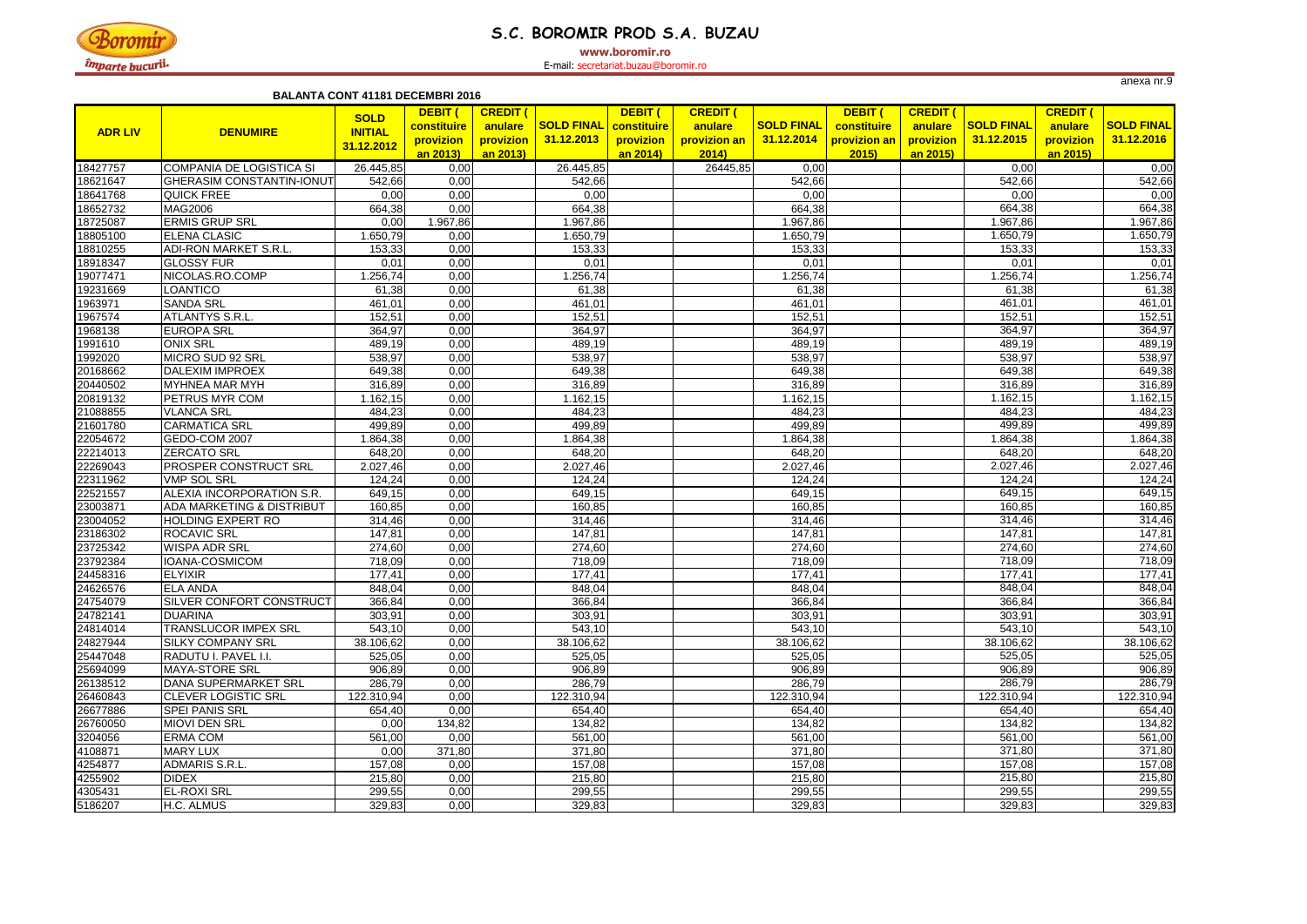# S.C. BOROMIR PROD S.A. BUZAU

**www.boromir.ro**

E-mail: secretariat.buzau@boromir.ro

anexa nr.9

**BALANTA CONT 41181 DECEMBRI 2016**

| ADR LIV | DENUMIRE | SOLD INITIAL 31.12.2012 | DEBIT ( constituire provizion an 2013) | CREDIT ( anulare provizion an 2013) | SOLD FINAL 31.12.2013 | DEBIT ( constituire provizion an 2014) | CREDIT ( anulare provizion an 2014) | SOLD FINAL 31.12.2014 | DEBIT ( constituire provizion an 2015) | CREDIT ( anulare provizion an 2015) | SOLD FINAL 31.12.2015 | CREDIT ( anulare provizion an 2015) | SOLD FINAL 31.12.2016 |
|---|---|---|---|---|---|---|---|---|---|---|---|---|---|
| 18427757 | COMPANIA DE LOGISTICA SI | 26.445,85 | 0,00 | | 26.445,85 | | 26445,85 | 0,00 | | | 0,00 | | 0,00 |
| 18621647 | GHERASIM CONSTANTIN-IONUT | 542,66 | 0,00 | | 542,66 | | | 542,66 | | | 542,66 | | 542,66 |
| 18641768 | QUICK FREE | 0,00 | 0,00 | | 0,00 | | | 0,00 | | | 0,00 | | 0,00 |
| 18652732 | MAG2006 | 664,38 | 0,00 | | 664,38 | | | 664,38 | | | 664,38 | | 664,38 |
| 18725087 | ERMIS GRUP SRL | 0,00 | 1.967,86 | | 1.967,86 | | | 1.967,86 | | | 1.967,86 | | 1.967,86 |
| 18805100 | ELENA CLASIC | 1.650,79 | 0,00 | | 1.650,79 | | | 1.650,79 | | | 1.650,79 | | 1.650,79 |
| 18810255 | ADI-RON MARKET S.R.L. | 153,33 | 0,00 | | 153,33 | | | 153,33 | | | 153,33 | | 153,33 |
| 18918347 | GLOSSY FUR | 0,01 | 0,00 | | 0,01 | | | 0,01 | | | 0,01 | | 0,01 |
| 19077471 | NICOLAS.RO.COMP | 1.256,74 | 0,00 | | 1.256,74 | | | 1.256,74 | | | 1.256,74 | | 1.256,74 |
| 19231669 | LOANTICO | 61,38 | 0,00 | | 61,38 | | | 61,38 | | | 61,38 | | 61,38 |
| 1963971 | SANDA SRL | 461,01 | 0,00 | | 461,01 | | | 461,01 | | | 461,01 | | 461,01 |
| 1967574 | ATLANTYS S.R.L. | 152,51 | 0,00 | | 152,51 | | | 152,51 | | | 152,51 | | 152,51 |
| 1968138 | EUROPA SRL | 364,97 | 0,00 | | 364,97 | | | 364,97 | | | 364,97 | | 364,97 |
| 1991610 | ONIX SRL | 489,19 | 0,00 | | 489,19 | | | 489,19 | | | 489,19 | | 489,19 |
| 1992020 | MICRO SUD 92 SRL | 538,97 | 0,00 | | 538,97 | | | 538,97 | | | 538,97 | | 538,97 |
| 20168662 | DALEXIM IMPROEX | 649,38 | 0,00 | | 649,38 | | | 649,38 | | | 649,38 | | 649,38 |
| 20440502 | MYHNEA MAR MYH | 316,89 | 0,00 | | 316,89 | | | 316,89 | | | 316,89 | | 316,89 |
| 20819132 | PETRUS MYR COM | 1.162,15 | 0,00 | | 1.162,15 | | | 1.162,15 | | | 1.162,15 | | 1.162,15 |
| 21088855 | VLANCA SRL | 484,23 | 0,00 | | 484,23 | | | 484,23 | | | 484,23 | | 484,23 |
| 21601780 | CARMATICA SRL | 499,89 | 0,00 | | 499,89 | | | 499,89 | | | 499,89 | | 499,89 |
| 22054672 | GEDO-COM 2007 | 1.864,38 | 0,00 | | 1.864,38 | | | 1.864,38 | | | 1.864,38 | | 1.864,38 |
| 22214013 | ZERCATO SRL | 648,20 | 0,00 | | 648,20 | | | 648,20 | | | 648,20 | | 648,20 |
| 22269043 | PROSPER CONSTRUCT SRL | 2.027,46 | 0,00 | | 2.027,46 | | | 2.027,46 | | | 2.027,46 | | 2.027,46 |
| 22311962 | VMP SOL SRL | 124,24 | 0,00 | | 124,24 | | | 124,24 | | | 124,24 | | 124,24 |
| 22521557 | ALEXIA INCORPORATION S.R. | 649,15 | 0,00 | | 649,15 | | | 649,15 | | | 649,15 | | 649,15 |
| 23003871 | ADA MARKETING & DISTRIBUT | 160,85 | 0,00 | | 160,85 | | | 160,85 | | | 160,85 | | 160,85 |
| 23004052 | HOLDING EXPERT RO | 314,46 | 0,00 | | 314,46 | | | 314,46 | | | 314,46 | | 314,46 |
| 23186302 | ROCAVIC SRL | 147,81 | 0,00 | | 147,81 | | | 147,81 | | | 147,81 | | 147,81 |
| 23725342 | WISPA ADR SRL | 274,60 | 0,00 | | 274,60 | | | 274,60 | | | 274,60 | | 274,60 |
| 23792384 | IOANA-COSMICOM | 718,09 | 0,00 | | 718,09 | | | 718,09 | | | 718,09 | | 718,09 |
| 24458316 | ELYXIR | 177,41 | 0,00 | | 177,41 | | | 177,41 | | | 177,41 | | 177,41 |
| 24626576 | ELA ANDA | 848,04 | 0,00 | | 848,04 | | | 848,04 | | | 848,04 | | 848,04 |
| 24754079 | SILVER CONFORT CONSTRUCT | 366,84 | 0,00 | | 366,84 | | | 366,84 | | | 366,84 | | 366,84 |
| 24782141 | DUARINA | 303,91 | 0,00 | | 303,91 | | | 303,91 | | | 303,91 | | 303,91 |
| 24814014 | TRANSLUCOR IMPEX SRL | 543,10 | 0,00 | | 543,10 | | | 543,10 | | | 543,10 | | 543,10 |
| 24827944 | SILKY COMPANY SRL | 38.106,62 | 0,00 | | 38.106,62 | | | 38.106,62 | | | 38.106,62 | | 38.106,62 |
| 25447048 | RADUTU I. PAVEL I.I. | 525,05 | 0,00 | | 525,05 | | | 525,05 | | | 525,05 | | 525,05 |
| 25694099 | MAYA-STORE SRL | 906,89 | 0,00 | | 906,89 | | | 906,89 | | | 906,89 | | 906,89 |
| 26138512 | DANA SUPERMARKET SRL | 286,79 | 0,00 | | 286,79 | | | 286,79 | | | 286,79 | | 286,79 |
| 26460843 | CLEVER LOGISTIC SRL | 122.310,94 | 0,00 | | 122.310,94 | | | 122.310,94 | | | 122.310,94 | | 122.310,94 |
| 26677886 | SPEI PANIS SRL | 654,40 | 0,00 | | 654,40 | | | 654,40 | | | 654,40 | | 654,40 |
| 26760050 | MIOVI DEN SRL | 0,00 | 134,82 | | 134,82 | | | 134,82 | | | 134,82 | | 134,82 |
| 3204056 | ERMA COM | 561,00 | 0,00 | | 561,00 | | | 561,00 | | | 561,00 | | 561,00 |
| 4108871 | MARY LUX | 0,00 | 371,80 | | 371,80 | | | 371,80 | | | 371,80 | | 371,80 |
| 4254877 | ADMARIS S.R.L. | 157,08 | 0,00 | | 157,08 | | | 157,08 | | | 157,08 | | 157,08 |
| 4255902 | DIDEX | 215,80 | 0,00 | | 215,80 | | | 215,80 | | | 215,80 | | 215,80 |
| 4305431 | EL-ROXI SRL | 299,55 | 0,00 | | 299,55 | | | 299,55 | | | 299,55 | | 299,55 |
| 5186207 | H.C. ALMUS | 329,83 | 0,00 | | 329,83 | | | 329,83 | | | 329,83 | | 329,83 |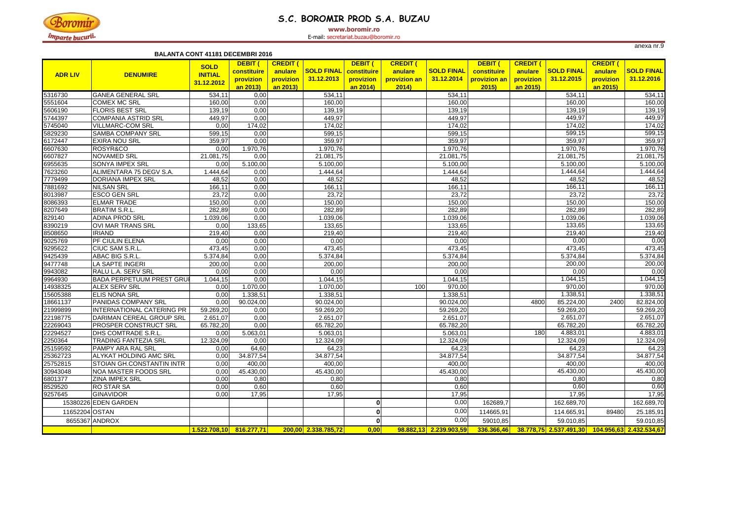# S.C. BOROMIR PROD S.A. BUZAU

**www.boromir.ro**

E-mail: secretariat.buzau@boromir.ro

anexa nr.9

**BALANTA CONT 41181 DECEMBRI 2016**

| ADR LIV | DENUMIRE | SOLD INITIAL 31.12.2012 | DEBIT ( constituire provizion an 2013) | CREDIT ( anulare provizion an 2013) | SOLD FINAL 31.12.2013 | DEBIT ( constituire provizion an 2014) | CREDIT ( anulare provizion an 2014) | SOLD FINAL 31.12.2014 | DEBIT ( constituire provizion an 2015) | CREDIT ( anulare provizion an 2015) | SOLD FINAL 31.12.2015 | CREDIT ( anulare provizion an 2015) | SOLD FINAL 31.12.2016 |
|---|---|---|---|---|---|---|---|---|---|---|---|---|---|
| 5316730 | GANEA GENERAL SRL | 534,11 | 0,00 | | 534,11 | | | 534,11 | | | 534,11 | | 534,11 |
| 5551604 | COMEX MC SRL | 160,00 | 0,00 | | 160,00 | | | 160,00 | | | 160,00 | | 160,00 |
| 5606190 | FLORIS BEST SRL | 139,19 | 0,00 | | 139,19 | | | 139,19 | | | 139,19 | | 139,19 |
| 5744397 | COMPANIA ASTRID SRL | 449,97 | 0,00 | | 449,97 | | | 449,97 | | | 449,97 | | 449,97 |
| 5745040 | VILLMARC-COM SRL | 0,00 | 174,02 | | 174,02 | | | 174,02 | | | 174,02 | | 174,02 |
| 5829230 | SAMBA COMPANY SRL | 599,15 | 0,00 | | 599,15 | | | 599,15 | | | 599,15 | | 599,15 |
| 6172447 | EXIRA NOU SRL | 359,97 | 0,00 | | 359,97 | | | 359,97 | | | 359,97 | | 359,97 |
| 6607630 | ROSYR&CO | 0,00 | 1.970,76 | | 1.970,76 | | | 1.970,76 | | | 1.970,76 | | 1.970,76 |
| 6607827 | NOVAMED SRL | 21.081,75 | 0,00 | | 21.081,75 | | | 21.081,75 | | | 21.081,75 | | 21.081,75 |
| 6955635 | SONYA IMPEX SRL | 0,00 | 5.100,00 | | 5.100,00 | | | 5.100,00 | | | 5.100,00 | | 5.100,00 |
| 7623260 | ALIMENTARA 75 DEGV S.A. | 1.444,64 | 0,00 | | 1.444,64 | | | 1.444,64 | | | 1.444,64 | | 1.444,64 |
| 7779499 | DORIANA IMPEX SRL | 48,52 | 0,00 | | 48,52 | | | 48,52 | | | 48,52 | | 48,52 |
| 7881692 | NILSAN SRL | 166,11 | 0,00 | | 166,11 | | | 166,11 | | | 166,11 | | 166,11 |
| 8013987 | ESCO GEN SRL | 23,72 | 0,00 | | 23,72 | | | 23,72 | | | 23,72 | | 23,72 |
| 8086393 | ELMAR TRADE | 150,00 | 0,00 | | 150,00 | | | 150,00 | | | 150,00 | | 150,00 |
| 8207649 | BRATIM S.R.L. | 282,89 | 0,00 | | 282,89 | | | 282,89 | | | 282,89 | | 282,89 |
| 829140 | ADINA PROD SRL | 1.039,06 | 0,00 | | 1.039,06 | | | 1.039,06 | | | 1.039,06 | | 1.039,06 |
| 8390219 | OVI MAR TRANS SRL | 0,00 | 133,65 | | 133,65 | | | 133,65 | | | 133,65 | | 133,65 |
| 8508650 | IRIAND | 219,40 | 0,00 | | 219,40 | | | 219,40 | | | 219,40 | | 219,40 |
| 9025769 | PF CIULIN ELENA | 0,00 | 0,00 | | 0,00 | | | 0,00 | | | 0,00 | | 0,00 |
| 9295622 | CIUC SAM S.R.L. | 473,45 | 0,00 | | 473,45 | | | 473,45 | | | 473,45 | | 473,45 |
| 9425439 | ABAC BIG S.R.L. | 5.374,84 | 0,00 | | 5.374,84 | | | 5.374,84 | | | 5.374,84 | | 5.374,84 |
| 9477748 | LA SAPTE INGERI | 200,00 | 0,00 | | 200,00 | | | 200,00 | | | 200,00 | | 200,00 |
| 9943082 | RALU L.A. SERV SRL | 0,00 | 0,00 | | 0,00 | | | 0,00 | | | 0,00 | | 0,00 |
| 9964930 | BADA PERPETUUM PREST GRUI | 1.044,15 | 0,00 | | 1.044,15 | | | 1.044,15 | | | 1.044,15 | | 1.044,15 |
| 14938325 | ALEX SERV SRL | 0,00 | 1.070,00 | | 1.070,00 | | 100 | 970,00 | | | 970,00 | | 970,00 |
| 15605388 | ELIS NONA SRL | 0,00 | 1.338,51 | | 1.338,51 | | | 1.338,51 | | | 1.338,51 | | 1.338,51 |
| 18661137 | PANIDAS COMPANY SRL | 0,00 | 90.024,00 | | 90.024,00 | | | 90.024,00 | | 4800 | 85.224,00 | 2400 | 82.824,00 |
| 21999899 | INTERNATIONAL CATERING PR | 59.269,20 | 0,00 | | 59.269,20 | | | 59.269,20 | | | 59.269,20 | | 59.269,20 |
| 22198775 | DARIMAN CEREAL GROUP SRL | 2.651,07 | 0,00 | | 2.651,07 | | | 2.651,07 | | | 2.651,07 | | 2.651,07 |
| 22269043 | PROSPER CONSTRUCT SRL | 65.782,20 | 0,00 | | 65.782,20 | | | 65.782,20 | | | 65.782,20 | | 65.782,20 |
| 22294527 | DHS COMTRADE S.R.L. | 0,00 | 5.063,01 | | 5.063,01 | | | 5.063,01 | | 180 | 4.883,01 | | 4.883,01 |
| 2250364 | TRADING FANTEZIA SRL | 12.324,09 | 0,00 | | 12.324,09 | | | 12.324,09 | | | 12.324,09 | | 12.324,09 |
| 25159592 | PAMPY ARA RAL SRL | 0,00 | 64,60 | | 64,23 | | | 64,23 | | | 64,23 | | 64,23 |
| 25362723 | ALYKAT HOLDING AMC SRL | 0,00 | 34.877,54 | | 34.877,54 | | | 34.877,54 | | | 34.877,54 | | 34.877,54 |
| 25752815 | STOIAN GH.CONSTANTIN INTR | 0,00 | 400,00 | | 400,00 | | | 400,00 | | | 400,00 | | 400,00 |
| 30943048 | NOA MASTER FOODS SRL | 0,00 | 45.430,00 | | 45.430,00 | | | 45.430,00 | | | 45.430,00 | | 45.430,00 |
| 6801377 | ZINA IMPEX SRL | 0,00 | 0,80 | | 0,80 | | | 0,80 | | | 0,80 | | 0,80 |
| 8529520 | RO STAR SA | 0,00 | 0,60 | | 0,60 | | | 0,60 | | | 0,60 | | 0,60 |
| 9257645 | GINAVIDOR | 0,00 | 17,95 | | 17,95 | | | 17,95 | | | 17,95 | | 17,95 |
| 15380226 | EDEN GARDEN | | | | | 0 | | 0,00 | 162689,7 | | 162.689,70 | | 162.689,70 |
| 11652204 | OSTAN | | | | | 0 | | 0,00 | 114665,91 | | 114.665,91 | 89480 | 25.185,91 |
| 8655367 | ANDROX | | | | | 0 | | 0,00 | 59010,85 | | 59.010,85 | | 59.010,85 |
| | | **1.522.708,10** | **816.277,71** | **200,00** | **2.338.785,72** | **0,00** | **98.882,13** | **2.239.903,59** | **336.366,46** | **38.778,75** | **2.537.491,30** | **104.956,63** | **2.432.534,67** |